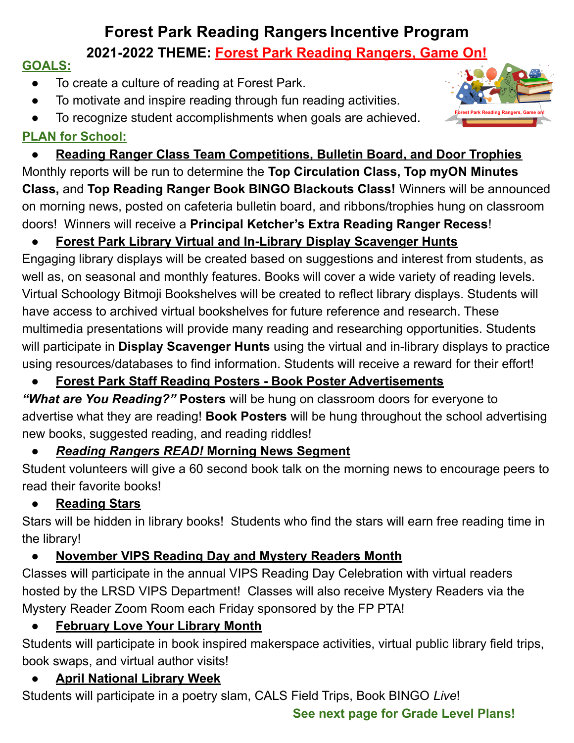# Forest Park Reading Rangers Incentive Program

## 2021-2022 THEME: Forest Park Reading Rangers, Game On!

**GOALS:**

- To create a culture of reading at Forest Park.
- To motivate and inspire reading through fun reading activities.
- To recognize student accomplishments when goals are achieved.

**PLAN for School:**

- **Reading Ranger Class Team Competitions, Bulletin Board, and Door Trophies**

Monthly reports will be run to determine the **Top Circulation Class, Top myON Minutes Class,** and **Top Reading Ranger Book BINGO Blackouts Class!** Winners will be announced on morning news, posted on cafeteria bulletin board, and ribbons/trophies hung on classroom doors! Winners will receive a **Principal Ketcher's Extra Reading Ranger Recess**!

- **Forest Park Library Virtual and In-Library Display Scavenger Hunts**

Engaging library displays will be created based on suggestions and interest from students, as well as, on seasonal and monthly features. Books will cover a wide variety of reading levels. Virtual Schoology Bitmoji Bookshelves will be created to reflect library displays. Students will have access to archived virtual bookshelves for future reference and research. These multimedia presentations will provide many reading and researching opportunities. Students will participate in **Display Scavenger Hunts** using the virtual and in-library displays to practice using resources/databases to find information. Students will receive a reward for their effort!

- **Forest Park Staff Reading Posters - Book Poster Advertisements**

***"What are You Reading?"* Posters** will be hung on classroom doors for everyone to advertise what they are reading! **Book Posters** will be hung throughout the school advertising new books, suggested reading, and reading riddles!

- ***Reading Rangers READ!* Morning News Segment**

Student volunteers will give a 60 second book talk on the morning news to encourage peers to read their favorite books!

- **Reading Stars**

Stars will be hidden in library books! Students who find the stars will earn free reading time in the library!

- **November VIPS Reading Day and Mystery Readers Month**

Classes will participate in the annual VIPS Reading Day Celebration with virtual readers hosted by the LRSD VIPS Department! Classes will also receive Mystery Readers via the Mystery Reader Zoom Room each Friday sponsored by the FP PTA!

- **February Love Your Library Month**

Students will participate in book inspired makerspace activities, virtual public library field trips, book swaps, and virtual author visits!

- **April National Library Week**

Students will participate in a poetry slam, CALS Field Trips, Book BINGO *Live*!

**See next page for Grade Level Plans!**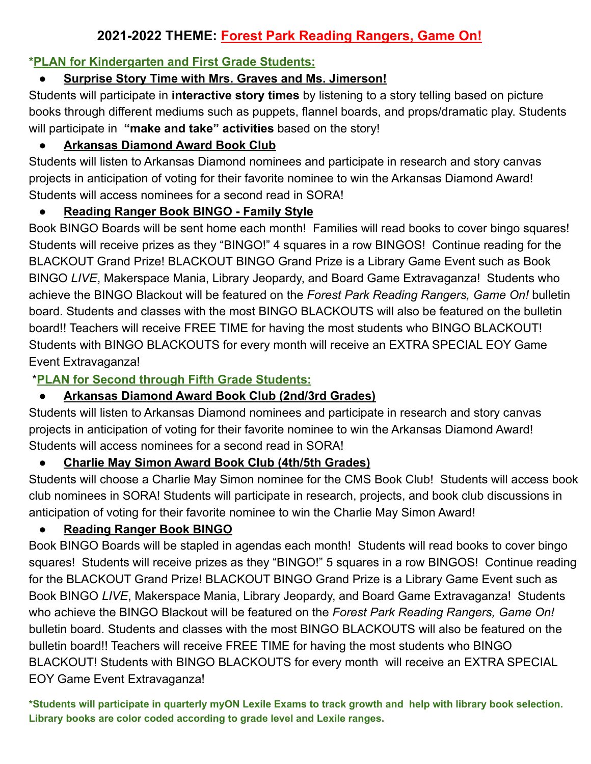# 2021-2022 THEME: Forest Park Reading Rangers, Game On!

## *PLAN for Kindergarten and First Grade Students:

- **Surprise Story Time with Mrs. Graves and Ms. Jimerson!**

Students will participate in **interactive story times** by listening to a story telling based on picture books through different mediums such as puppets, flannel boards, and props/dramatic play. Students will participate in **"make and take" activities** based on the story!

- **Arkansas Diamond Award Book Club**

Students will listen to Arkansas Diamond nominees and participate in research and story canvas projects in anticipation of voting for their favorite nominee to win the Arkansas Diamond Award! Students will access nominees for a second read in SORA!

- **Reading Ranger Book BINGO - Family Style**

Book BINGO Boards will be sent home each month! Families will read books to cover bingo squares! Students will receive prizes as they "BINGO!" 4 squares in a row BINGOS! Continue reading for the BLACKOUT Grand Prize! BLACKOUT BINGO Grand Prize is a Library Game Event such as Book BINGO *LIVE*, Makerspace Mania, Library Jeopardy, and Board Game Extravaganza! Students who achieve the BINGO Blackout will be featured on the *Forest Park Reading Rangers, Game On!* bulletin board. Students and classes with the most BINGO BLACKOUTS will also be featured on the bulletin board!! Teachers will receive FREE TIME for having the most students who BINGO BLACKOUT! Students with BINGO BLACKOUTS for every month will receive an EXTRA SPECIAL EOY Game Event Extravaganza!

## *PLAN for Second through Fifth Grade Students:

- **Arkansas Diamond Award Book Club (2nd/3rd Grades)**

Students will listen to Arkansas Diamond nominees and participate in research and story canvas projects in anticipation of voting for their favorite nominee to win the Arkansas Diamond Award! Students will access nominees for a second read in SORA!

- **Charlie May Simon Award Book Club (4th/5th Grades)**

Students will choose a Charlie May Simon nominee for the CMS Book Club! Students will access book club nominees in SORA! Students will participate in research, projects, and book club discussions in anticipation of voting for their favorite nominee to win the Charlie May Simon Award!

- **Reading Ranger Book BINGO**

Book BINGO Boards will be stapled in agendas each month! Students will read books to cover bingo squares! Students will receive prizes as they "BINGO!" 5 squares in a row BINGOS! Continue reading for the BLACKOUT Grand Prize! BLACKOUT BINGO Grand Prize is a Library Game Event such as Book BINGO *LIVE*, Makerspace Mania, Library Jeopardy, and Board Game Extravaganza! Students who achieve the BINGO Blackout will be featured on the *Forest Park Reading Rangers, Game On!* bulletin board. Students and classes with the most BINGO BLACKOUTS will also be featured on the bulletin board!! Teachers will receive FREE TIME for having the most students who BINGO BLACKOUT! Students with BINGO BLACKOUTS for every month will receive an EXTRA SPECIAL EOY Game Event Extravaganza!

**\*Students will participate in quarterly myON Lexile Exams to track growth and help with library book selection. Library books are color coded according to grade level and Lexile ranges.**